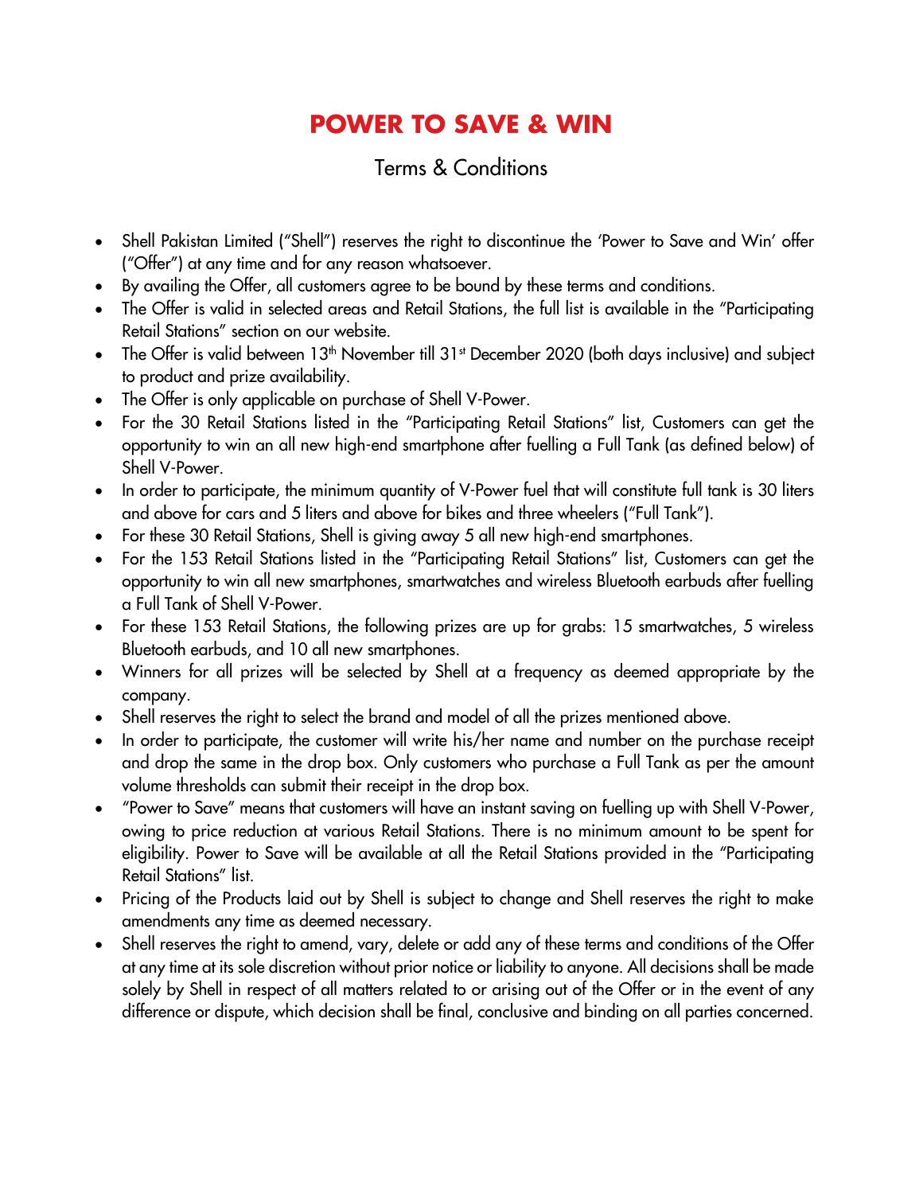# POWER TO SAVE & WIN

## Terms & Conditions

- Shell Pakistan Limited ("Shell") reserves the right to discontinue the 'Power to Save and Win' offer ("Offer") at any time and for any reason whatsoever.
- By availing the Offer, all customers agree to be bound by these terms and conditions.
- The Offer is valid in selected areas and Retail Stations, the full list is available in the "Participating Retail Stations" section on our website.
- The Offer is valid between 13th November till 31st December 2020 (both days inclusive) and subject to product and prize availability.
- The Offer is only applicable on purchase of Shell V-Power.
- For the 30 Retail Stations listed in the "Participating Retail Stations" list, Customers can get the opportunity to win an all new high-end smartphone after fuelling a Full Tank (as defined below) of Shell V-Power.
- In order to participate, the minimum quantity of V-Power fuel that will constitute full tank is 30 liters and above for cars and 5 liters and above for bikes and three wheelers ("Full Tank").
- For these 30 Retail Stations, Shell is giving away 5 all new high-end smartphones.
- For the 153 Retail Stations listed in the "Participating Retail Stations" list, Customers can get the opportunity to win all new smartphones, smartwatches and wireless Bluetooth earbuds after fuelling a Full Tank of Shell V-Power.
- For these 153 Retail Stations, the following prizes are up for grabs: 15 smartwatches, 5 wireless Bluetooth earbuds, and 10 all new smartphones.
- Winners for all prizes will be selected by Shell at a frequency as deemed appropriate by the company.
- Shell reserves the right to select the brand and model of all the prizes mentioned above.
- In order to participate, the customer will write his/her name and number on the purchase receipt and drop the same in the drop box. Only customers who purchase a Full Tank as per the amount volume thresholds can submit their receipt in the drop box.
- "Power to Save" means that customers will have an instant saving on fuelling up with Shell V-Power, owing to price reduction at various Retail Stations. There is no minimum amount to be spent for eligibility. Power to Save will be available at all the Retail Stations provided in the "Participating Retail Stations" list.
- Pricing of the Products laid out by Shell is subject to change and Shell reserves the right to make amendments any time as deemed necessary.
- Shell reserves the right to amend, vary, delete or add any of these terms and conditions of the Offer at any time at its sole discretion without prior notice or liability to anyone. All decisions shall be made solely by Shell in respect of all matters related to or arising out of the Offer or in the event of any difference or dispute, which decision shall be final, conclusive and binding on all parties concerned.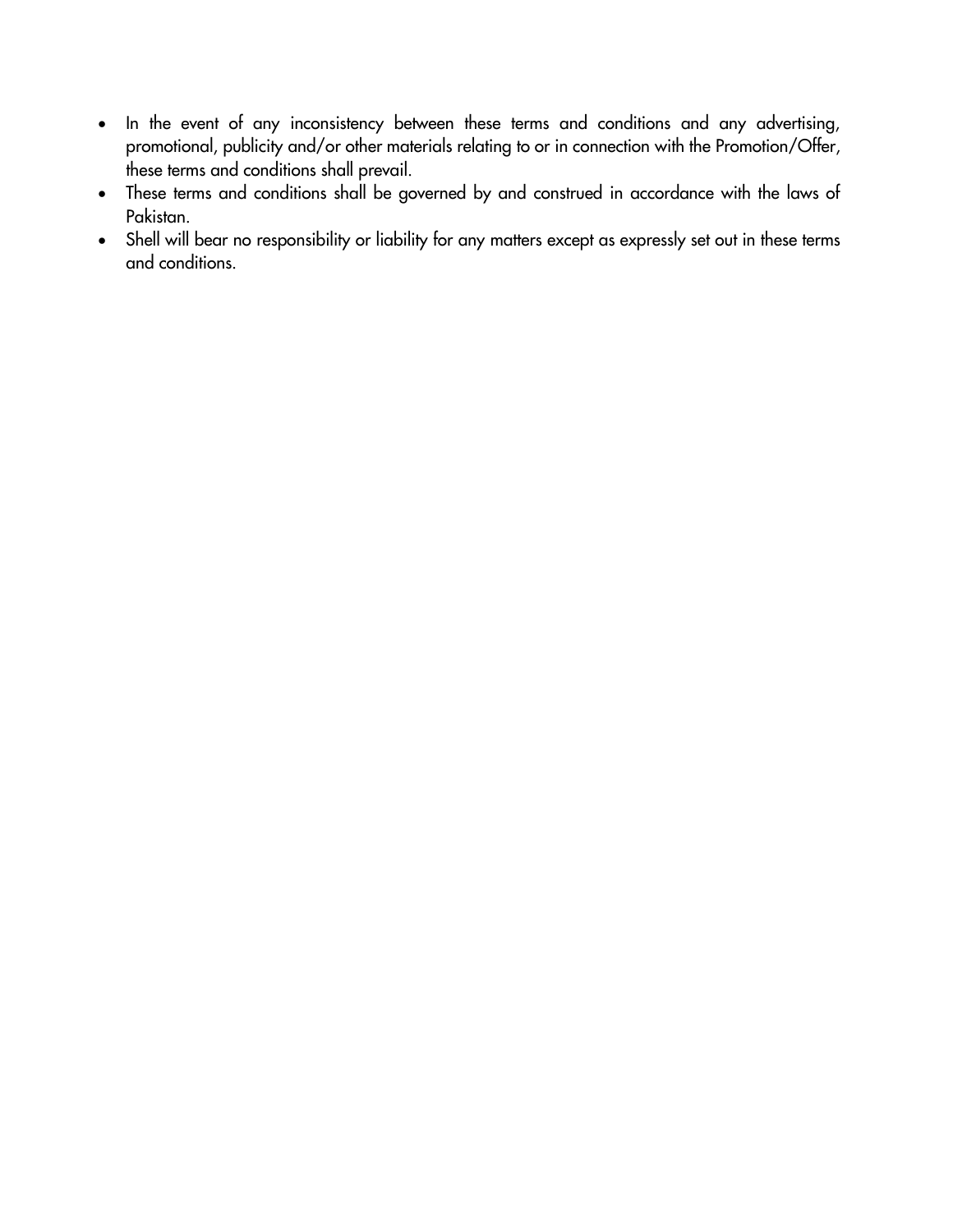- In the event of any inconsistency between these terms and conditions and any advertising, promotional, publicity and/or other materials relating to or in connection with the Promotion/Offer, these terms and conditions shall prevail.
- These terms and conditions shall be governed by and construed in accordance with the laws of Pakistan.
- Shell will bear no responsibility or liability for any matters except as expressly set out in these terms and conditions.